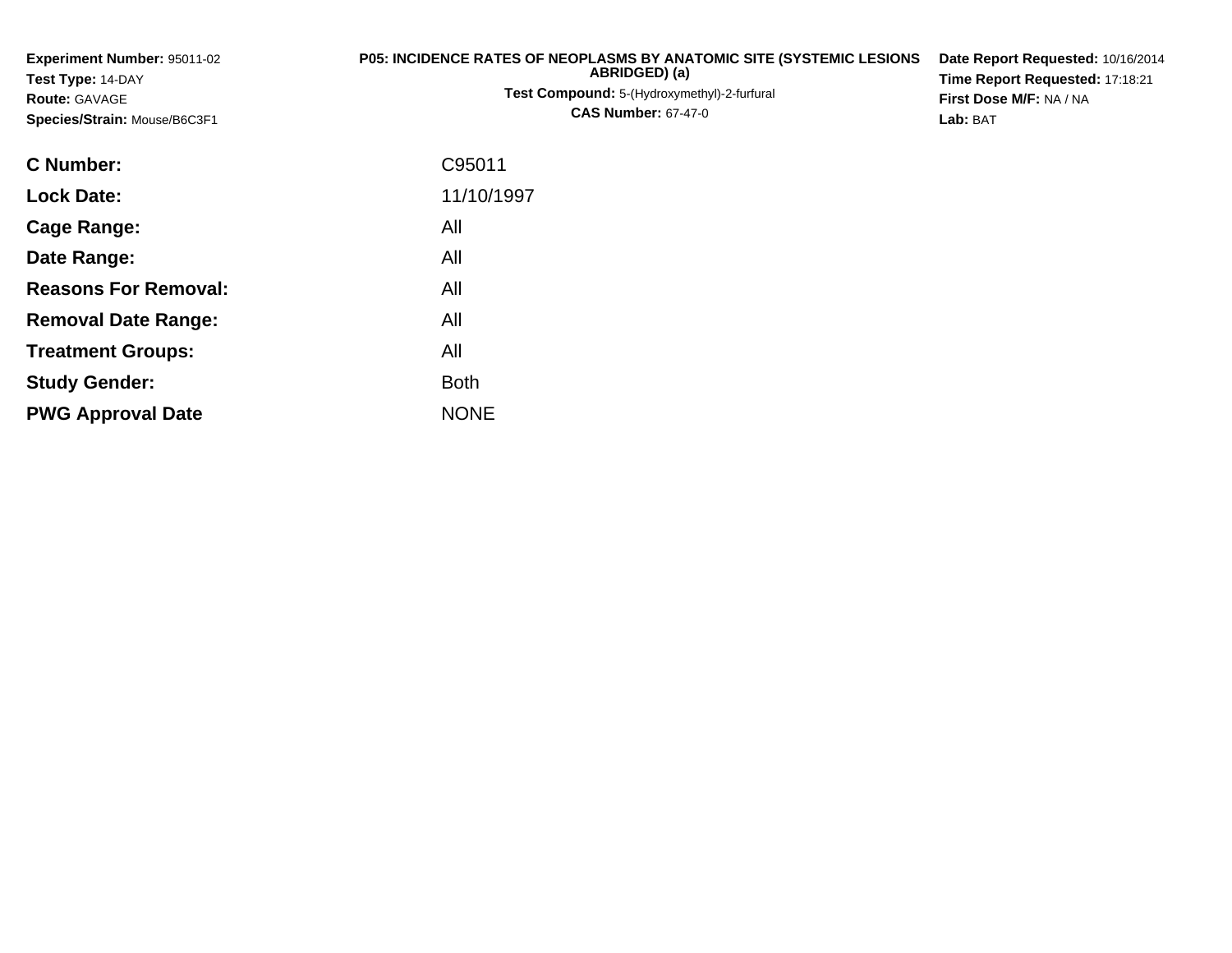**Experiment Number:** 95011-02
**Test Type:** 14-DAY
**Route:** GAVAGE
**Species/Strain:** Mouse/B6C3F1

**P05: INCIDENCE RATES OF NEOPLASMS BY ANATOMIC SITE (SYSTEMIC LESIONS ABRIDGED) (a)**
**Test Compound:** 5-(Hydroxymethyl)-2-furfural
**CAS Number:** 67-47-0

**Date Report Requested:** 10/16/2014
**Time Report Requested:** 17:18:21
**First Dose M/F:** NA / NA
**Lab:** BAT

| | |
|---|---|
| **C Number:** | C95011 |
| **Lock Date:** | 11/10/1997 |
| **Cage Range:** | All |
| **Date Range:** | All |
| **Reasons For Removal:** | All |
| **Removal Date Range:** | All |
| **Treatment Groups:** | All |
| **Study Gender:** | Both |
| **PWG Approval Date** | NONE |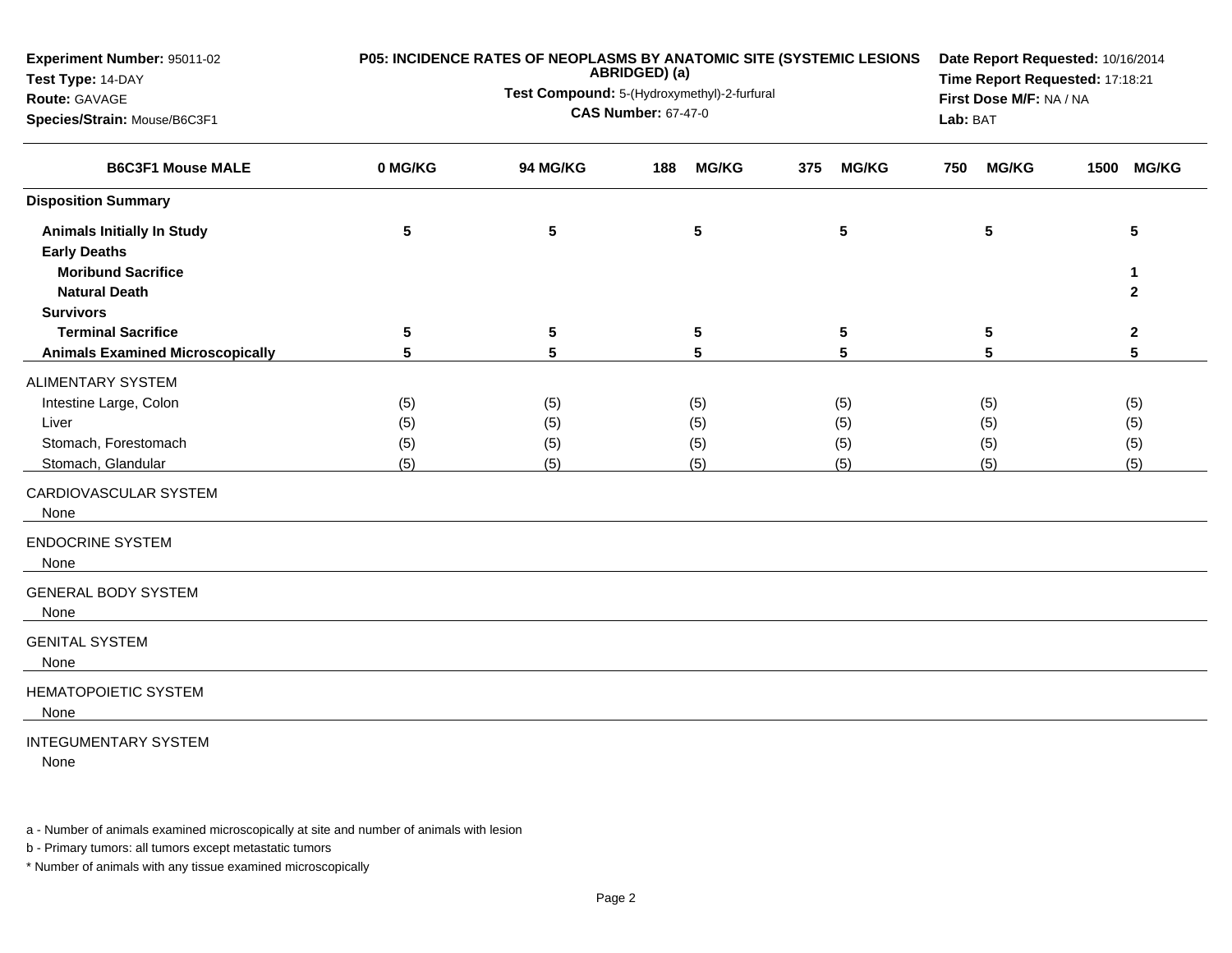**Experiment Number:** 95011-02
**Test Type:** 14-DAY
**Route:** GAVAGE
**Species/Strain:** Mouse/B6C3F1

**P05: INCIDENCE RATES OF NEOPLASMS BY ANATOMIC SITE (SYSTEMIC LESIONS ABRIDGED) (a)**
**Test Compound:** 5-(Hydroxymethyl)-2-furfural
**CAS Number:** 67-47-0

**Date Report Requested:** 10/16/2014
**Time Report Requested:** 17:18:21
**First Dose M/F:** NA / NA
**Lab:** BAT

| B6C3F1 Mouse MALE | 0 MG/KG | 94 MG/KG | 188 MG/KG | 375 MG/KG | 750 MG/KG | 1500 MG/KG |
|---|---|---|---|---|---|---|
| **Disposition Summary** | | | | | | |
| **Animals Initially In Study** | 5 | 5 | 5 | 5 | 5 | 5 |
| **Early Deaths** | | | | | | |
| **Moribund Sacrifice** | | | | | | 1 |
| **Natural Death** | | | | | | 2 |
| **Survivors** | | | | | | |
| **Terminal Sacrifice** | 5 | 5 | 5 | 5 | 5 | 2 |
| **Animals Examined Microscopically** | 5 | 5 | 5 | 5 | 5 | 5 |
| ALIMENTARY SYSTEM | | | | | | |
| Intestine Large, Colon | (5) | (5) | (5) | (5) | (5) | (5) |
| Liver | (5) | (5) | (5) | (5) | (5) | (5) |
| Stomach, Forestomach | (5) | (5) | (5) | (5) | (5) | (5) |
| Stomach, Glandular | (5) | (5) | (5) | (5) | (5) | (5) |
| CARDIOVASCULAR SYSTEM | | | | | | |
| None | | | | | | |
| ENDOCRINE SYSTEM | | | | | | |
| None | | | | | | |
| GENERAL BODY SYSTEM | | | | | | |
| None | | | | | | |
| GENITAL SYSTEM | | | | | | |
| None | | | | | | |
| HEMATOPOIETIC SYSTEM | | | | | | |
| None | | | | | | |
| INTEGUMENTARY SYSTEM | | | | | | |
| None | | | | | | |

a - Number of animals examined microscopically at site and number of animals with lesion

b - Primary tumors: all tumors except metastatic tumors

* Number of animals with any tissue examined microscopically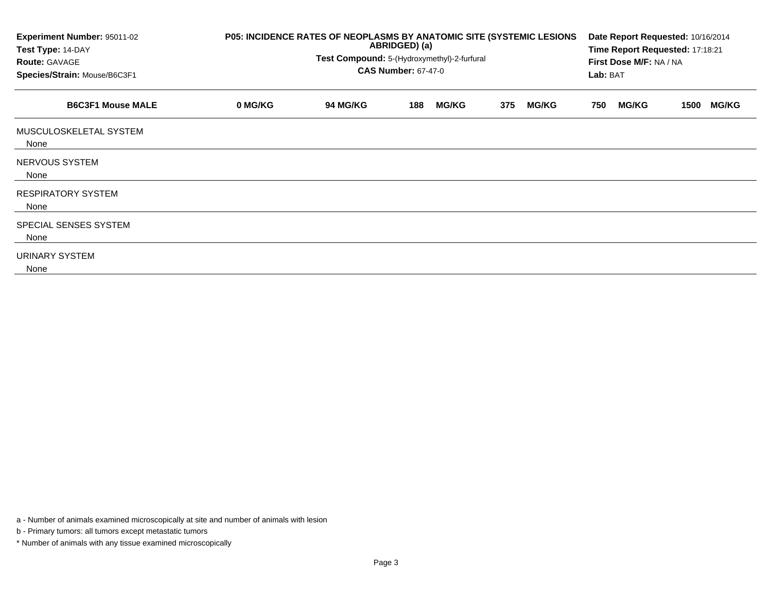| Experiment Number: 95011-02 | P05: INCIDENCE RATES OF NEOPLASMS BY ANATOMIC SITE (SYSTEMIC LESIONS ABRIDGED) (a) | Date Report Requested: 10/16/2014 |
|---|---|---|
| Test Type: 14-DAY | Test Compound: 5-(Hydroxymethyl)-2-furfural | Time Report Requested: 17:18:21 |
| Route: GAVAGE | CAS Number: 67-47-0 | First Dose M/F: NA / NA |
| Species/Strain: Mouse/B6C3F1 | | Lab: BAT |

| B6C3F1 Mouse MALE | 0 MG/KG | 94 MG/KG | 188 MG/KG | 375 MG/KG | 750 MG/KG | 1500 MG/KG |
|---|---|---|---|---|---|---|
| MUSCULOSKELETAL SYSTEM | | | | | | |
| None | | | | | | |
| NERVOUS SYSTEM | | | | | | |
| None | | | | | | |
| RESPIRATORY SYSTEM | | | | | | |
| None | | | | | | |
| SPECIAL SENSES SYSTEM | | | | | | |
| None | | | | | | |
| URINARY SYSTEM | | | | | | |
| None | | | | | | |

a - Number of animals examined microscopically at site and number of animals with lesion

b - Primary tumors: all tumors except metastatic tumors

* Number of animals with any tissue examined microscopically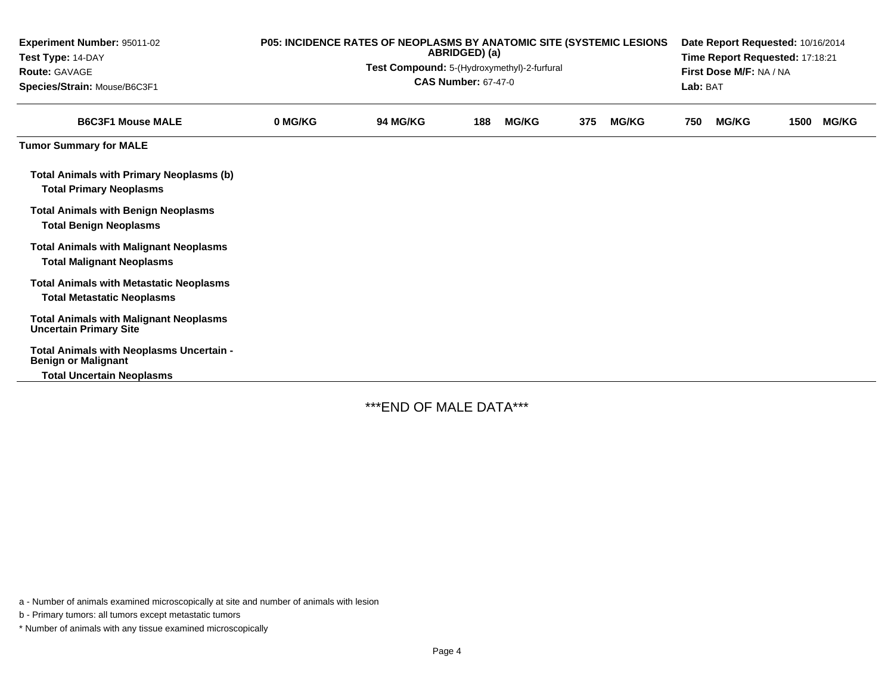**Experiment Number:** 95011-02
**Test Type:** 14-DAY
**Route:** GAVAGE
**Species/Strain:** Mouse/B6C3F1

**P05: INCIDENCE RATES OF NEOPLASMS BY ANATOMIC SITE (SYSTEMIC LESIONS ABRIDGED) (a)**
**Test Compound:** 5-(Hydroxymethyl)-2-furfural
**CAS Number:** 67-47-0

**Date Report Requested:** 10/16/2014
**Time Report Requested:** 17:18:21
**First Dose M/F:** NA / NA
**Lab:** BAT

| B6C3F1 Mouse MALE | 0 MG/KG | 94 MG/KG | 188 MG/KG | 375 MG/KG | 750 MG/KG | 1500 MG/KG |
|---|---|---|---|---|---|---|
| **Tumor Summary for MALE** | | | | | | |
| **Total Animals with Primary Neoplasms (b)** | | | | | | |
| **Total Primary Neoplasms** | | | | | | |
| **Total Animals with Benign Neoplasms** | | | | | | |
| **Total Benign Neoplasms** | | | | | | |
| **Total Animals with Malignant Neoplasms** | | | | | | |
| **Total Malignant Neoplasms** | | | | | | |
| **Total Animals with Metastatic Neoplasms** | | | | | | |
| **Total Metastatic Neoplasms** | | | | | | |
| **Total Animals with Malignant Neoplasms Uncertain Primary Site** | | | | | | |
| **Total Animals with Neoplasms Uncertain - Benign or Malignant** | | | | | | |
| **Total Uncertain Neoplasms** | | | | | | |

***END OF MALE DATA***

a - Number of animals examined microscopically at site and number of animals with lesion

b - Primary tumors: all tumors except metastatic tumors

* Number of animals with any tissue examined microscopically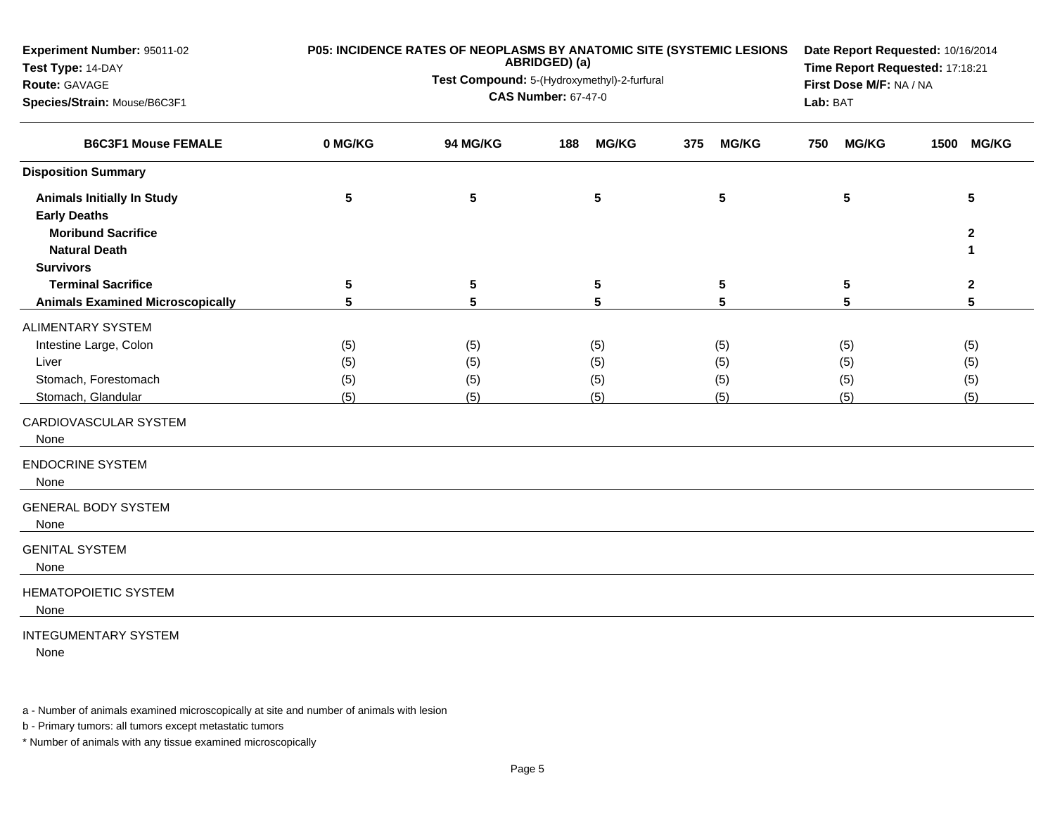**Experiment Number:** 95011-02
**Test Type:** 14-DAY
**Route:** GAVAGE
**Species/Strain:** Mouse/B6C3F1

**P05: INCIDENCE RATES OF NEOPLASMS BY ANATOMIC SITE (SYSTEMIC LESIONS ABRIDGED) (a)**
**Test Compound:** 5-(Hydroxymethyl)-2-furfural
**CAS Number:** 67-47-0

**Date Report Requested:** 10/16/2014
**Time Report Requested:** 17:18:21
**First Dose M/F:** NA / NA
**Lab:** BAT

| B6C3F1 Mouse FEMALE | 0 MG/KG | 94 MG/KG | 188 MG/KG | 375 MG/KG | 750 MG/KG | 1500 MG/KG |
|---|---|---|---|---|---|---|
| **Disposition Summary** | | | | | | |
| **Animals Initially In Study** | 5 | 5 | 5 | 5 | 5 | 5 |
| **Early Deaths** | | | | | | |
| **Moribund Sacrifice** | | | | | | 2 |
| **Natural Death** | | | | | | 1 |
| **Survivors** | | | | | | |
| **Terminal Sacrifice** | 5 | 5 | 5 | 5 | 5 | 2 |
| **Animals Examined Microscopically** | 5 | 5 | 5 | 5 | 5 | 5 |
| ALIMENTARY SYSTEM | | | | | | |
| Intestine Large, Colon | (5) | (5) | (5) | (5) | (5) | (5) |
| Liver | (5) | (5) | (5) | (5) | (5) | (5) |
| Stomach, Forestomach | (5) | (5) | (5) | (5) | (5) | (5) |
| Stomach, Glandular | (5) | (5) | (5) | (5) | (5) | (5) |
| CARDIOVASCULAR SYSTEM | | | | | | |
| None | | | | | | |
| ENDOCRINE SYSTEM | | | | | | |
| None | | | | | | |
| GENERAL BODY SYSTEM | | | | | | |
| None | | | | | | |
| GENITAL SYSTEM | | | | | | |
| None | | | | | | |
| HEMATOPOIETIC SYSTEM | | | | | | |
| None | | | | | | |
| INTEGUMENTARY SYSTEM | | | | | | |
| None | | | | | | |

a - Number of animals examined microscopically at site and number of animals with lesion

b - Primary tumors: all tumors except metastatic tumors

* Number of animals with any tissue examined microscopically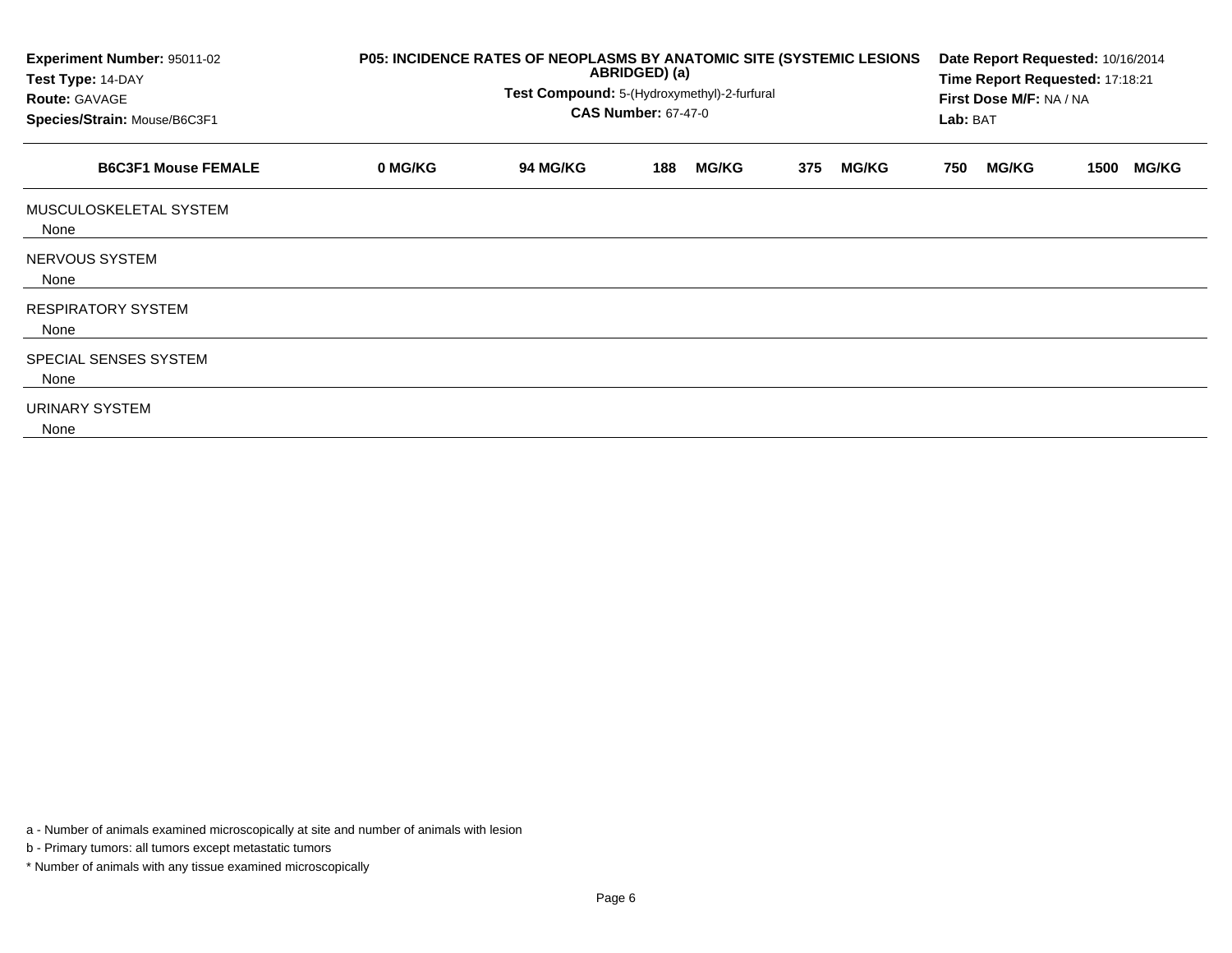**Experiment Number:** 95011-02
**Test Type:** 14-DAY
**Route:** GAVAGE
**Species/Strain:** Mouse/B6C3F1

**P05: INCIDENCE RATES OF NEOPLASMS BY ANATOMIC SITE (SYSTEMIC LESIONS ABRIDGED) (a)**
**Test Compound:** 5-(Hydroxymethyl)-2-furfural
**CAS Number:** 67-47-0

**Date Report Requested:** 10/16/2014
**Time Report Requested:** 17:18:21
**First Dose M/F:** NA / NA
**Lab:** BAT

| B6C3F1 Mouse FEMALE | 0 MG/KG | 94 MG/KG | 188 MG/KG | 375 MG/KG | 750 MG/KG | 1500 MG/KG |
|---|---|---|---|---|---|---|
| MUSCULOSKELETAL SYSTEM | | | | | | |
| None | | | | | | |
| NERVOUS SYSTEM | | | | | | |
| None | | | | | | |
| RESPIRATORY SYSTEM | | | | | | |
| None | | | | | | |
| SPECIAL SENSES SYSTEM | | | | | | |
| None | | | | | | |
| URINARY SYSTEM | | | | | | |
| None | | | | | | |

a - Number of animals examined microscopically at site and number of animals with lesion

b - Primary tumors: all tumors except metastatic tumors

* Number of animals with any tissue examined microscopically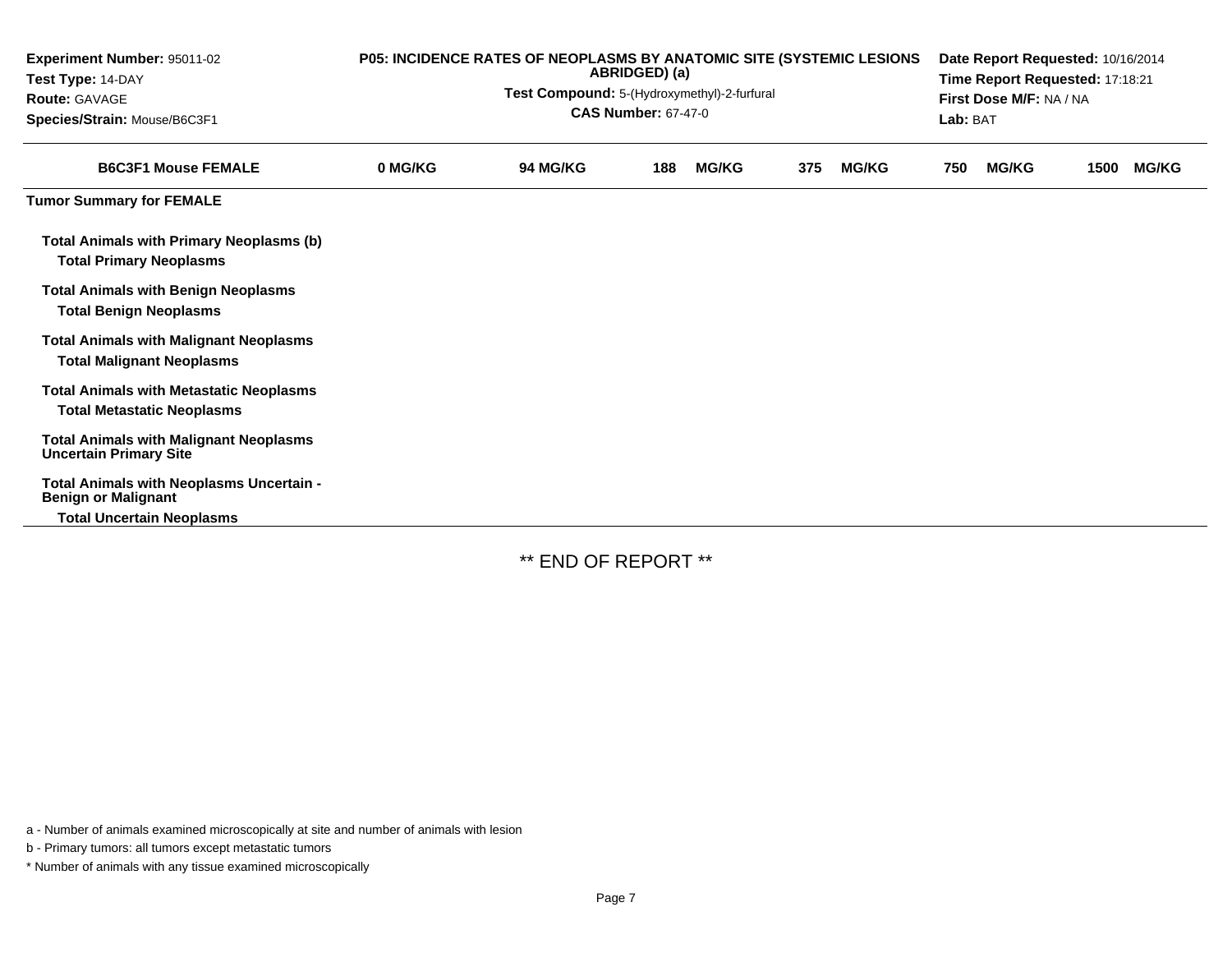**Experiment Number:** 95011-02
**Test Type:** 14-DAY
**Route:** GAVAGE
**Species/Strain:** Mouse/B6C3F1

**P05: INCIDENCE RATES OF NEOPLASMS BY ANATOMIC SITE (SYSTEMIC LESIONS ABRIDGED) (a)**
**Test Compound:** 5-(Hydroxymethyl)-2-furfural
**CAS Number:** 67-47-0

**Date Report Requested:** 10/16/2014
**Time Report Requested:** 17:18:21
**First Dose M/F:** NA / NA
**Lab:** BAT

| B6C3F1 Mouse FEMALE | 0 MG/KG | 94 MG/KG | 188 MG/KG | 375 MG/KG | 750 MG/KG | 1500 MG/KG |
|---|---|---|---|---|---|---|
| **Tumor Summary for FEMALE** | | | | | | |
| **Total Animals with Primary Neoplasms (b)** | | | | | | |
| **Total Primary Neoplasms** | | | | | | |
| **Total Animals with Benign Neoplasms** | | | | | | |
| **Total Benign Neoplasms** | | | | | | |
| **Total Animals with Malignant Neoplasms** | | | | | | |
| **Total Malignant Neoplasms** | | | | | | |
| **Total Animals with Metastatic Neoplasms** | | | | | | |
| **Total Metastatic Neoplasms** | | | | | | |
| **Total Animals with Malignant Neoplasms Uncertain Primary Site** | | | | | | |
| **Total Animals with Neoplasms Uncertain - Benign or Malignant** | | | | | | |
| **Total Uncertain Neoplasms** | | | | | | |

** END OF REPORT **

a - Number of animals examined microscopically at site and number of animals with lesion

b - Primary tumors: all tumors except metastatic tumors

* Number of animals with any tissue examined microscopically